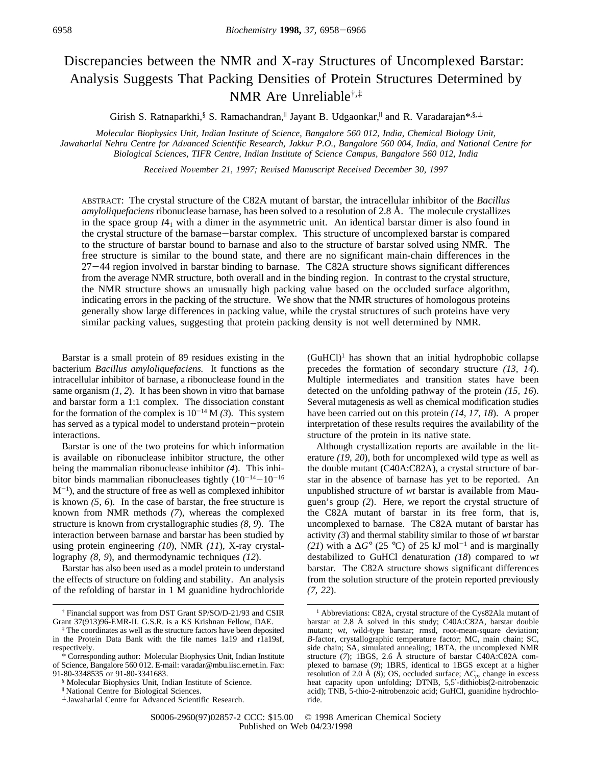# Discrepancies between the NMR and X-ray Structures of Uncomplexed Barstar: Analysis Suggests That Packing Densities of Protein Structures Determined by NMR Are Unreliable[†,‡]

Girish S. Ratnaparkhi,[§] S. Ramachandran,[∥] Jayant B. Udgaonkar,[∥] and R. Varadarajan*,[§,⊥]

*Molecular Biophysics Unit, Indian Institute of Science, Bangalore 560 012, India, Chemical Biology Unit, Jawaharlal Nehru Centre for Advanced Scientific Research, Jakkur P.O., Bangalore 560 004, India, and National Centre for Biological Sciences, TIFR Centre, Indian Institute of Science Campus, Bangalore 560 012, India*

*Received November 21, 1997; Revised Manuscript Received December 30, 1997*

ABSTRACT: The crystal structure of the C82A mutant of barstar, the intracellular inhibitor of the *Bacillus amyloliquefaciens* ribonuclease barnase, has been solved to a resolution of 2.8 Å. The molecule crystallizes in the space group $I4_1$ with a dimer in the asymmetric unit. An identical barstar dimer is also found in the crystal structure of the barnase–barstar complex. This structure of uncomplexed barstar is compared to the structure of barstar bound to barnase and also to the structure of barstar solved using NMR. The free structure is similar to the bound state, and there are no significant main-chain differences in the 27–44 region involved in barstar binding to barnase. The C82A structure shows significant differences from the average NMR structure, both overall and in the binding region. In contrast to the crystal structure, the NMR structure shows an unusually high packing value based on the occluded surface algorithm, indicating errors in the packing of the structure. We show that the NMR structures of homologous proteins generally show large differences in packing value, while the crystal structures of such proteins have very similar packing values, suggesting that protein packing density is not well determined by NMR.

Barstar is a small protein of 89 residues existing in the bacterium *Bacillus amyloliquefaciens.* It functions as the intracellular inhibitor of barnase, a ribonuclease found in the same organism *(1, 2)*. It has been shown in vitro that barnase and barstar form a 1:1 complex. The dissociation constant for the formation of the complex is $10^{-14}$ M *(3)*. This system has served as a typical model to understand protein–protein interactions.

Barstar is one of the two proteins for which information is available on ribonuclease inhibitor structure, the other being the mammalian ribonuclease inhibitor *(4)*. This inhibitor binds mammalian ribonucleases tightly ($10^{-14}$–$10^{-16}$ $M^{-1}$), and the structure of free as well as complexed inhibitor is known *(5, 6)*. In the case of barstar, the free structure is known from NMR methods *(7)*, whereas the complexed structure is known from crystallographic studies *(8, 9)*. The interaction between barnase and barstar has been studied by using protein engineering *(10)*, NMR *(11)*, X-ray crystallography *(8, 9)*, and thermodynamic techniques *(12)*.

Barstar has also been used as a model protein to understand the effects of structure on folding and stability. An analysis of the refolding of barstar in 1 M guanidine hydrochloride (GuHCl)[1] has shown that an initial hydrophobic collapse precedes the formation of secondary structure *(13, 14)*. Multiple intermediates and transition states have been detected on the unfolding pathway of the protein *(15, 16)*. Several mutagenesis as well as chemical modification studies have been carried out on this protein *(14, 17, 18)*. A proper interpretation of these results requires the availability of the structure of the protein in its native state.

Although crystallization reports are available in the literature *(19, 20)*, both for uncomplexed wild type as well as the double mutant (C40A:C82A), a crystal structure of barstar in the absence of barnase has yet to be reported. An unpublished structure of *wt* barstar is available from Mauguen's group *(2)*. Here, we report the crystal structure of the C82A mutant of barstar in its free form, that is, uncomplexed to barnase. The C82A mutant of barstar has activity *(3)* and thermal stability similar to those of *wt* barstar *(21)* with a $\Delta G°$ (25 °C) of 25 kJ $mol^{-1}$ and is marginally destabilized to GuHCl denaturation *(18)* compared to *wt* barstar. The C82A structure shows significant differences from the solution structure of the protein reported previously *(7, 22)*.

---

[†] Financial support was from DST Grant SP/SO/D-21/93 and CSIR Grant 37(913)96-EMR-II. G.S.R. is a KS Krishnan Fellow, DAE.

[‡] The coordinates as well as the structure factors have been deposited in the Protein Data Bank with the file names 1a19 and r1a19sf, respectively.

\* Corresponding author: Molecular Biophysics Unit, Indian Institute of Science, Bangalore 560 012. E-mail: varadar@mbu.iisc.ernet.in. Fax: 91-80-3348535 or 91-80-3341683.

[§] Molecular Biophysics Unit, Indian Institute of Science.

[∥] National Centre for Biological Sciences.

[⊥] Jawaharlal Centre for Advanced Scientific Research.

[1] Abbreviations: C82A, crystal structure of the Cys82Ala mutant of barstar at 2.8 Å solved in this study; C40A:C82A, barstar double mutant; *wt*, wild-type barstar; rmsd, root-mean-square deviation; *B*-factor, crystallographic temperature factor; MC, main chain; SC, side chain; SA, simulated annealing; 1BTA, the uncomplexed NMR structure *(7)*; 1BGS, 2.6 Å structure of barstar C40A:C82A complexed to barnase *(9)*; 1BRS, identical to 1BGS except at a higher resolution of 2.0 Å *(8)*; OS, occluded surface; $\Delta C_p$, change in excess heat capacity upon unfolding; DTNB, 5,5′-dithiobis(2-nitrobenzoic acid); TNB, 5-thio-2-nitrobenzoic acid; GuHCl, guanidine hydrochloride.

S0006-2960(97)02857-2 CCC: $15.00 © 1998 American Chemical Society
Published on Web 04/23/1998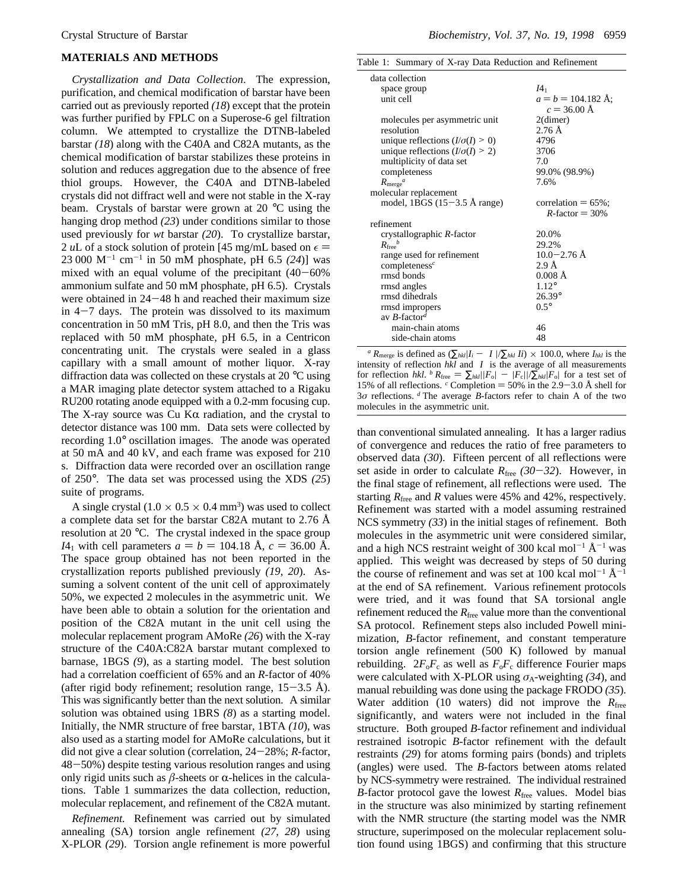## MATERIALS AND METHODS

*Crystallization and Data Collection*. The expression, purification, and chemical modification of barstar have been carried out as previously reported *(18)* except that the protein was further purified by FPLC on a Superose-6 gel filtration column. We attempted to crystallize the DTNB-labeled barstar *(18)* along with the C40A and C82A mutants, as the chemical modification of barstar stabilizes these proteins in solution and reduces aggregation due to the absence of free thiol groups. However, the C40A and DTNB-labeled crystals did not diffract well and were not stable in the X-ray beam. Crystals of barstar were grown at 20 °C using the hanging drop method *(23)* under conditions similar to those used previously for *wt* barstar *(20)*. To crystallize barstar, 2 *u*L of a stock solution of protein [45 mg/mL based on $\epsilon$ = 23 000 $M^{-1}$ $cm^{-1}$ in 50 mM phosphate, pH 6.5 *(24)*] was mixed with an equal volume of the precipitant (40−60% ammonium sulfate and 50 mM phosphate, pH 6.5). Crystals were obtained in 24−48 h and reached their maximum size in 4−7 days. The protein was dissolved to its maximum concentration in 50 mM Tris, pH 8.0, and then the Tris was replaced with 50 mM phosphate, pH 6.5, in a Centricon concentrating unit. The crystals were sealed in a glass capillary with a small amount of mother liquor. X-ray diffraction data was collected on these crystals at 20 °C using a MAR imaging plate detector system attached to a Rigaku RU200 rotating anode equipped with a 0.2-mm focusing cup. The X-ray source was Cu Kα radiation, and the crystal to detector distance was 100 mm. Data sets were collected by recording 1.0° oscillation images. The anode was operated at 50 mA and 40 kV, and each frame was exposed for 210 s. Diffraction data were recorded over an oscillation range of 250°. The data set was processed using the XDS *(25)* suite of programs.

A single crystal (1.0 × 0.5 × 0.4 $mm^3$) was used to collect a complete data set for the barstar C82A mutant to 2.76 Å resolution at 20 °C. The crystal indexed in the space group $I4_1$ with cell parameters $a = b = 104.18$ Å, $c = 36.00$ Å. The space group obtained has not been reported in the crystallization reports published previously *(19, 20)*. Assuming a solvent content of the unit cell of approximately 50%, we expected 2 molecules in the asymmetric unit. We have been able to obtain a solution for the orientation and position of the C82A mutant in the unit cell using the molecular replacement program AMoRe *(26)* with the X-ray structure of the C40A:C82A barstar mutant complexed to barnase, 1BGS *(9)*, as a starting model. The best solution had a correlation coefficient of 65% and an *R*-factor of 40% (after rigid body refinement; resolution range, 15−3.5 Å). This was significantly better than the next solution. A similar solution was obtained using 1BRS *(8)* as a starting model. Initially, the NMR structure of free barstar, 1BTA *(10)*, was also used as a starting model for AMoRe calculations, but it did not give a clear solution (correlation, 24−28%; *R*-factor, 48−50%) despite testing various resolution ranges and using only rigid units such as β-sheets or α-helices in the calculations. Table 1 summarizes the data collection, reduction, molecular replacement, and refinement of the C82A mutant.

Table 1: Summary of X-ray Data Reduction and Refinement

| | |
|---|---|
| data collection | |
| space group | $I4_1$ |
| unit cell | $a = b = 104.182$ Å; $c = 36.00$ Å |
| molecules per asymmetric unit | 2(dimer) |
| resolution | 2.76 Å |
| unique reflections ($I/\sigma(I) > 0$) | 4796 |
| unique reflections ($I/\sigma(I) > 2$) | 3706 |
| multiplicity of data set | 7.0 |
| completeness | 99.0% (98.9%) |
| $R_{merge}$[a] | 7.6% |
| molecular replacement | |
| model, 1BGS (15−3.5 Å range) | correlation = 65%; *R*-factor = 30% |
| refinement | |
| crystallographic *R*-factor | 20.0% |
| $R_{free}$[b] | 29.2% |
| range used for refinement | 10.0−2.76 Å |
| completeness[c] | 2.9 Å |
| rmsd bonds | 0.008 Å |
| rmsd angles | 1.12° |
| rmsd dihedrals | 26.39° |
| rmsd impropers | 0.5° |
| av *B*-factor[d] | |
| main-chain atoms | 46 |
| side-chain atoms | 48 |

[a] $R_{merge}$ is defined as ($\sum_{hkl}|I_i - \langle I \rangle|/\sum_{hkl} I_i$) × 100.0, where $I_{hkl}$ is the intensity of reflection *hkl* and $\langle I \rangle$ is the average of all measurements for reflection *hkl*. [b] $R_{free} = \sum_{hkl}||F_o| - |F_c||/\sum_{hkl}|F_o|$ for a test set of 15% of all reflections. [c] Completion = 50% in the 2.9−3.0 Å shell for 3σ reflections. [d] The average *B*-factors refer to chain A of the two molecules in the asymmetric unit.

*Refinement.* Refinement was carried out by simulated annealing (SA) torsion angle refinement *(27, 28)* using X-PLOR *(29)*. Torsion angle refinement is more powerful than conventional simulated annealing. It has a larger radius of convergence and reduces the ratio of free parameters to observed data *(30)*. Fifteen percent of all reflections were set aside in order to calculate $R_{free}$ *(30−32)*. However, in the final stage of refinement, all reflections were used. The starting $R_{free}$ and *R* values were 45% and 42%, respectively. Refinement was started with a model assuming restrained NCS symmetry *(33)* in the initial stages of refinement. Both molecules in the asymmetric unit were considered similar, and a high NCS restraint weight of 300 kcal $mol^{-1}$ $Å^{-1}$ was applied. This weight was decreased by steps of 50 during the course of refinement and was set at 100 kcal $mol^{-1}$ $Å^{-1}$ at the end of SA refinement. Various refinement protocols were tried, and it was found that SA torsional angle refinement reduced the $R_{free}$ value more than the conventional SA protocol. Refinement steps also included Powell minimization, *B*-factor refinement, and constant temperature torsion angle refinement (500 K) followed by manual rebuilding. $2F_oF_c$ as well as $F_oF_c$ difference Fourier maps were calculated with X-PLOR using $\sigma_A$-weighting *(34)*, and manual rebuilding was done using the package FRODO *(35)*. Water addition (10 waters) did not improve the $R_{free}$ significantly, and waters were not included in the final structure. Both grouped *B*-factor refinement and individual restrained isotropic *B*-factor refinement with the default restraints *(29)* for atoms forming pairs (bonds) and triplets (angles) were used. The *B*-factors between atoms related by NCS-symmetry were restrained. The individual restrained *B*-factor protocol gave the lowest $R_{free}$ values. Model bias in the structure was also minimized by starting refinement with the NMR structure (the starting model was the NMR structure, superimposed on the molecular replacement solution found using 1BGS) and confirming that this structure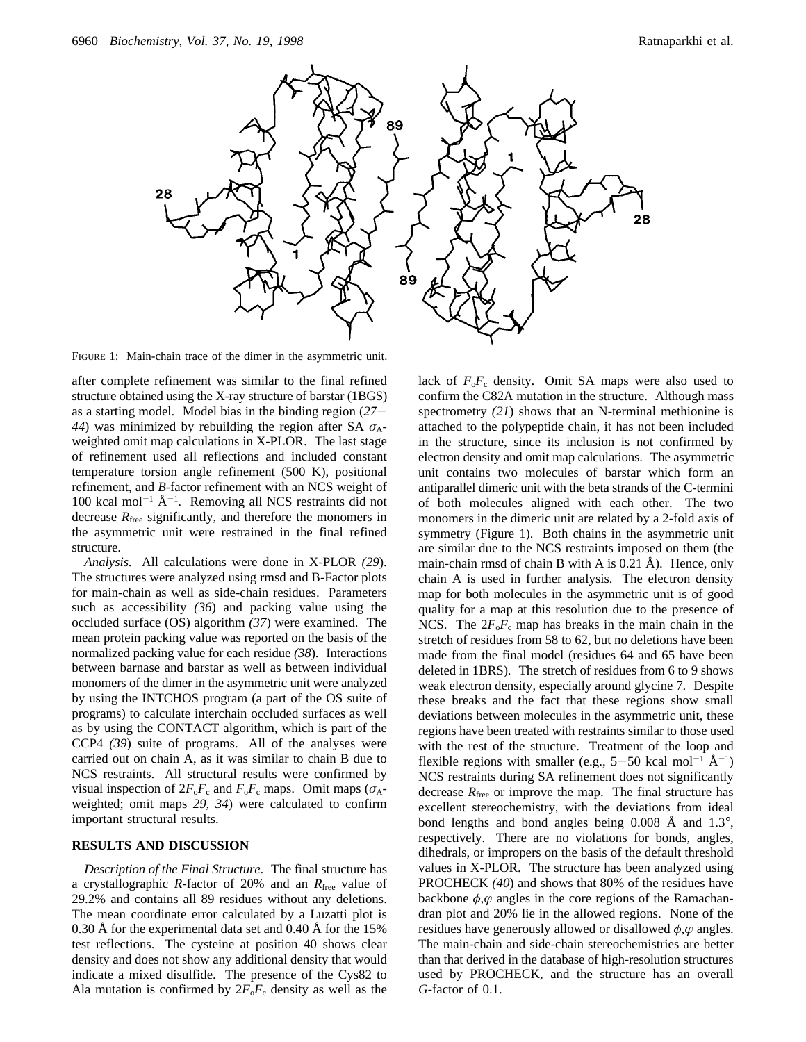FIGURE 1: Main-chain trace of the dimer in the asymmetric unit.

after complete refinement was similar to the final refined structure obtained using the X-ray structure of barstar (1BGS) as a starting model. Model bias in the binding region (*27–44*) was minimized by rebuilding the region after SA $\sigma_A$-weighted omit map calculations in X-PLOR. The last stage of refinement used all reflections and included constant temperature torsion angle refinement (500 K), positional refinement, and *B*-factor refinement with an NCS weight of 100 kcal mol$^{-1}$ Å$^{-1}$. Removing all NCS restraints did not decrease $R_{free}$ significantly, and therefore the monomers in the asymmetric unit were restrained in the final refined structure.

*Analysis.* All calculations were done in X-PLOR *(29)*. The structures were analyzed using rmsd and B-Factor plots for main-chain as well as side-chain residues. Parameters such as accessibility *(36)* and packing value using the occluded surface (OS) algorithm *(37)* were examined. The mean protein packing value was reported on the basis of the normalized packing value for each residue *(38)*. Interactions between barnase and barstar as well as between individual monomers of the dimer in the asymmetric unit were analyzed by using the INTCHOS program (a part of the OS suite of programs) to calculate interchain occluded surfaces as well as by using the CONTACT algorithm, which is part of the CCP4 *(39)* suite of programs. All of the analyses were carried out on chain A, as it was similar to chain B due to NCS restraints. All structural results were confirmed by visual inspection of $2F_oF_c$ and $F_oF_c$ maps. Omit maps ($\sigma_A$-weighted; omit maps *29, 34*) were calculated to confirm important structural results.

## RESULTS AND DISCUSSION

*Description of the Final Structure*. The final structure has a crystallographic *R*-factor of 20% and an $R_{free}$ value of 29.2% and contains all 89 residues without any deletions. The mean coordinate error calculated by a Luzatti plot is 0.30 Å for the experimental data set and 0.40 Å for the 15% test reflections. The cysteine at position 40 shows clear density and does not show any additional density that would indicate a mixed disulfide. The presence of the Cys82 to Ala mutation is confirmed by $2F_oF_c$ density as well as the lack of $F_oF_c$ density. Omit SA maps were also used to confirm the C82A mutation in the structure. Although mass spectrometry *(21)* shows that an N-terminal methionine is attached to the polypeptide chain, it has not been included in the structure, since its inclusion is not confirmed by electron density and omit map calculations. The asymmetric unit contains two molecules of barstar which form an antiparallel dimeric unit with the beta strands of the C-termini of both molecules aligned with each other. The two monomers in the dimeric unit are related by a 2-fold axis of symmetry (Figure 1). Both chains in the asymmetric unit are similar due to the NCS restraints imposed on them (the main-chain rmsd of chain B with A is 0.21 Å). Hence, only chain A is used in further analysis. The electron density map for both molecules in the asymmetric unit is of good quality for a map at this resolution due to the presence of NCS. The $2F_oF_c$ map has breaks in the main chain in the stretch of residues from 58 to 62, but no deletions have been made from the final model (residues 64 and 65 have been deleted in 1BRS). The stretch of residues from 6 to 9 shows weak electron density, especially around glycine 7. Despite these breaks and the fact that these regions show small deviations between molecules in the asymmetric unit, these regions have been treated with restraints similar to those used with the rest of the structure. Treatment of the loop and flexible regions with smaller (e.g., 5–50 kcal mol$^{-1}$ Å$^{-1}$) NCS restraints during SA refinement does not significantly decrease $R_{free}$ or improve the map. The final structure has excellent stereochemistry, with the deviations from ideal bond lengths and bond angles being 0.008 Å and 1.3°, respectively. There are no violations for bonds, angles, dihedrals, or impropers on the basis of the default threshold values in X-PLOR. The structure has been analyzed using PROCHECK *(40)* and shows that 80% of the residues have backbone $\phi,\varphi$ angles in the core regions of the Ramachandran plot and 20% lie in the allowed regions. None of the residues have generously allowed or disallowed $\phi,\varphi$ angles. The main-chain and side-chain stereochemistries are better than that derived in the database of high-resolution structures used by PROCHECK, and the structure has an overall *G*-factor of 0.1.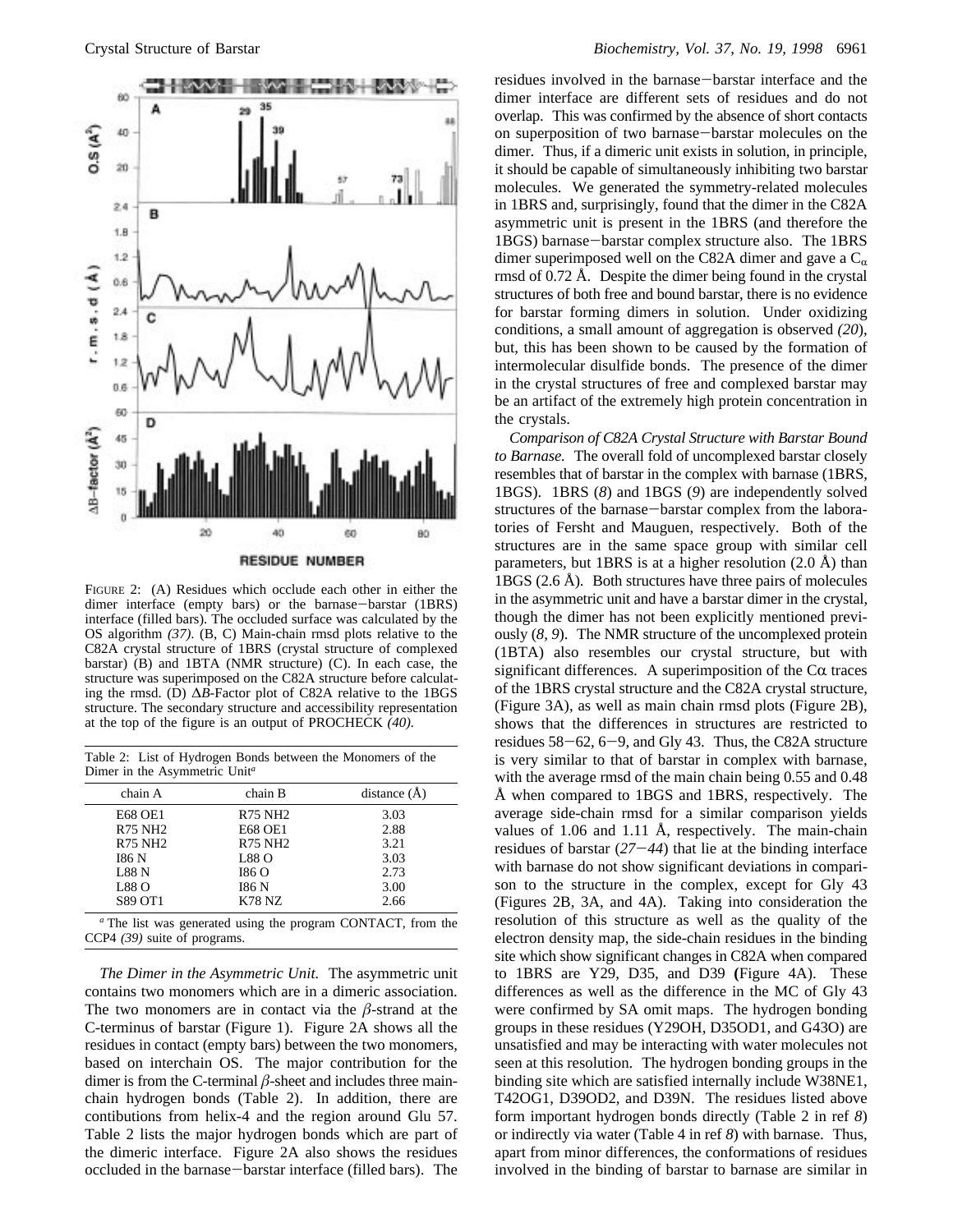FIGURE 2: (A) Residues which occlude each other in either the dimer interface (empty bars) or the barnase–barstar (1BRS) interface (filled bars). The occluded surface was calculated by the OS algorithm *(37)*. (B, C) Main-chain rmsd plots relative to the C82A crystal structure of 1BRS (crystal structure of complexed barstar) (B) and 1BTA (NMR structure) (C). In each case, the structure was superimposed on the C82A structure before calculating the rmsd. (D) Δ*B*-Factor plot of C82A relative to the 1BGS structure. The secondary structure and accessibility representation at the top of the figure is an output of PROCHECK *(40)*.

Table 2: List of Hydrogen Bonds between the Monomers of the Dimer in the Asymmetric Unit[a]

| chain A | chain B | distance (Å) |
|---|---|---|
| E68 OE1 | R75 NH2 | 3.03 |
| R75 NH2 | E68 OE1 | 2.88 |
| R75 NH2 | R75 NH2 | 3.21 |
| I86 N | L88 O | 3.03 |
| L88 N | I86 O | 2.73 |
| L88 O | I86 N | 3.00 |
| S89 OT1 | K78 NZ | 2.66 |

[a] The list was generated using the program CONTACT, from the CCP4 *(39)* suite of programs.

*The Dimer in the Asymmetric Unit.* The asymmetric unit contains two monomers which are in a dimeric association. The two monomers are in contact via the β-strand at the C-terminus of barstar (Figure 1). Figure 2A shows all the residues in contact (empty bars) between the two monomers, based on interchain OS. The major contribution for the dimer is from the C-terminal β-sheet and includes three main-chain hydrogen bonds (Table 2). In addition, there are contibutions from helix-4 and the region around Glu 57. Table 2 lists the major hydrogen bonds which are part of the dimeric interface. Figure 2A also shows the residues occluded in the barnase–barstar interface (filled bars). The residues involved in the barnase–barstar interface and the dimer interface are different sets of residues and do not overlap. This was confirmed by the absence of short contacts on superposition of two barnase–barstar molecules on the dimer. Thus, if a dimeric unit exists in solution, in principle, it should be capable of simultaneously inhibiting two barstar molecules. We generated the symmetry-related molecules in 1BRS and, surprisingly, found that the dimer in the C82A asymmetric unit is present in the 1BRS (and therefore the 1BGS) barnase–barstar complex structure also. The 1BRS dimer superimposed well on the C82A dimer and gave a $C_\alpha$ rmsd of 0.72 Å. Despite the dimer being found in the crystal structures of both free and bound barstar, there is no evidence for barstar forming dimers in solution. Under oxidizing conditions, a small amount of aggregation is observed *(20)*, but, this has been shown to be caused by the formation of intermolecular disulfide bonds. The presence of the dimer in the crystal structures of free and complexed barstar may be an artifact of the extremely high protein concentration in the crystals.

*Comparison of C82A Crystal Structure with Barstar Bound to Barnase.* The overall fold of uncomplexed barstar closely resembles that of barstar in the complex with barnase (1BRS, 1BGS). 1BRS (*8*) and 1BGS (*9*) are independently solved structures of the barnase–barstar complex from the laboratories of Fersht and Mauguen, respectively. Both of the structures are in the same space group with similar cell parameters, but 1BRS is at a higher resolution (2.0 Å) than 1BGS (2.6 Å). Both structures have three pairs of molecules in the asymmetric unit and have a barstar dimer in the crystal, though the dimer has not been explicitly mentioned previously (*8, 9*). The NMR structure of the uncomplexed protein (1BTA) also resembles our crystal structure, but with significant differences. A superimposition of the Cα traces of the 1BRS crystal structure and the C82A crystal structure, (Figure 3A), as well as main chain rmsd plots (Figure 2B), shows that the differences in structures are restricted to residues 58–62, 6–9, and Gly 43. Thus, the C82A structure is very similar to that of barstar in complex with barnase, with the average rmsd of the main chain being 0.55 and 0.48 Å when compared to 1BGS and 1BRS, respectively. The average side-chain rmsd for a similar comparison yields values of 1.06 and 1.11 Å, respectively. The main-chain residues of barstar (*27–44*) that lie at the binding interface with barnase do not show significant deviations in comparison to the structure in the complex, except for Gly 43 (Figures 2B, 3A, and 4A). Taking into consideration the resolution of this structure as well as the quality of the electron density map, the side-chain residues in the binding site which show significant changes in C82A when compared to 1BRS are Y29, D35, and D39 **(**Figure 4A). These differences as well as the difference in the MC of Gly 43 were confirmed by SA omit maps. The hydrogen bonding groups in these residues (Y29OH, D35OD1, and G43O) are unsatisfied and may be interacting with water molecules not seen at this resolution. The hydrogen bonding groups in the binding site which are satisfied internally include W38NE1, T42OG1, D39OD2, and D39N. The residues listed above form important hydrogen bonds directly (Table 2 in ref *8*) or indirectly via water (Table 4 in ref *8*) with barnase. Thus, apart from minor differences, the conformations of residues involved in the binding of barstar to barnase are similar in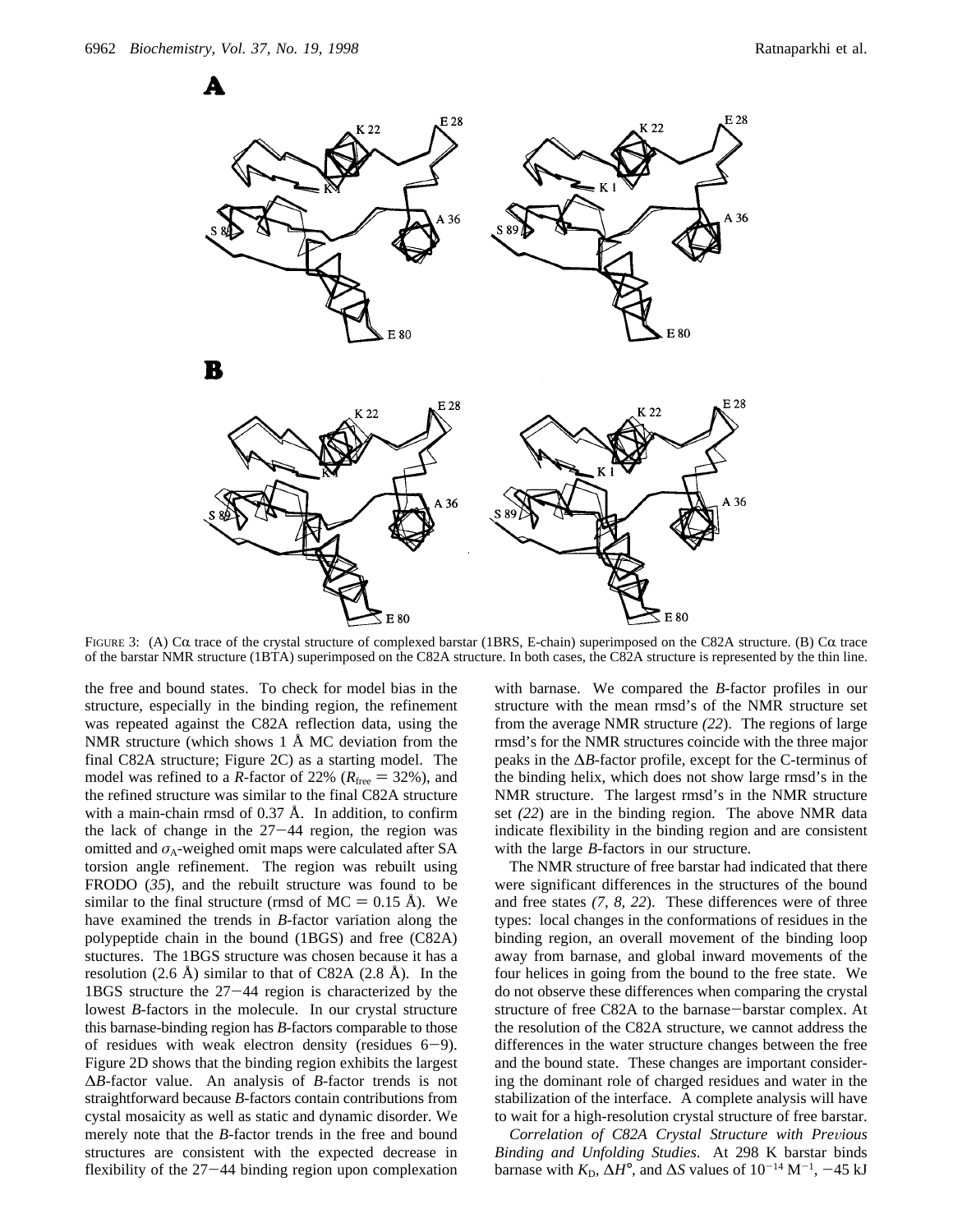FIGURE 3: (A) Cα trace of the crystal structure of complexed barstar (1BRS, E-chain) superimposed on the C82A structure. (B) Cα trace of the barstar NMR structure (1BTA) superimposed on the C82A structure. In both cases, the C82A structure is represented by the thin line.

the free and bound states. To check for model bias in the structure, especially in the binding region, the refinement was repeated against the C82A reflection data, using the NMR structure (which shows 1 Å MC deviation from the final C82A structure; Figure 2C) as a starting model. The model was refined to a *R*-factor of 22% ($R_{free}$ = 32%), and the refined structure was similar to the final C82A structure with a main-chain rmsd of 0.37 Å. In addition, to confirm the lack of change in the 27−44 region, the region was omitted and $\sigma_A$-weighed omit maps were calculated after SA torsion angle refinement. The region was rebuilt using FRODO (*35*), and the rebuilt structure was found to be similar to the final structure (rmsd of MC = 0.15 Å). We have examined the trends in *B*-factor variation along the polypeptide chain in the bound (1BGS) and free (C82A) stuctures. The 1BGS structure was chosen because it has a resolution (2.6 Å) similar to that of C82A (2.8 Å). In the 1BGS structure the 27−44 region is characterized by the lowest *B*-factors in the molecule. In our crystal structure this barnase-binding region has *B*-factors comparable to those of residues with weak electron density (residues 6−9). Figure 2D shows that the binding region exhibits the largest Δ*B*-factor value. An analysis of *B*-factor trends is not straightforward because *B*-factors contain contributions from cystal mosaicity as well as static and dynamic disorder. We merely note that the *B*-factor trends in the free and bound structures are consistent with the expected decrease in flexibility of the 27−44 binding region upon complexation with barnase. We compared the *B*-factor profiles in our structure with the mean rmsd's of the NMR structure set from the average NMR structure (*22*). The regions of large rmsd's for the NMR structures coincide with the three major peaks in the Δ*B*-factor profile, except for the C-terminus of the binding helix, which does not show large rmsd's in the NMR structure. The largest rmsd's in the NMR structure set (*22*) are in the binding region. The above NMR data indicate flexibility in the binding region and are consistent with the large *B*-factors in our structure.

The NMR structure of free barstar had indicated that there were significant differences in the structures of the bound and free states (*7, 8, 22*). These differences were of three types: local changes in the conformations of residues in the binding region, an overall movement of the binding loop away from barnase, and global inward movements of the four helices in going from the bound to the free state. We do not observe these differences when comparing the crystal structure of free C82A to the barnase−barstar complex. At the resolution of the C82A structure, we cannot address the differences in the water structure changes between the free and the bound state. These changes are important considering the dominant role of charged residues and water in the stabilization of the interface. A complete analysis will have to wait for a high-resolution crystal structure of free barstar.

*Correlation of C82A Crystal Structure with Previous Binding and Unfolding Studies*. At 298 K barstar binds barnase with $K_D$, $\Delta H°$, and $\Delta S$ values of $10^{-14}$ $M^{-1}$, −45 kJ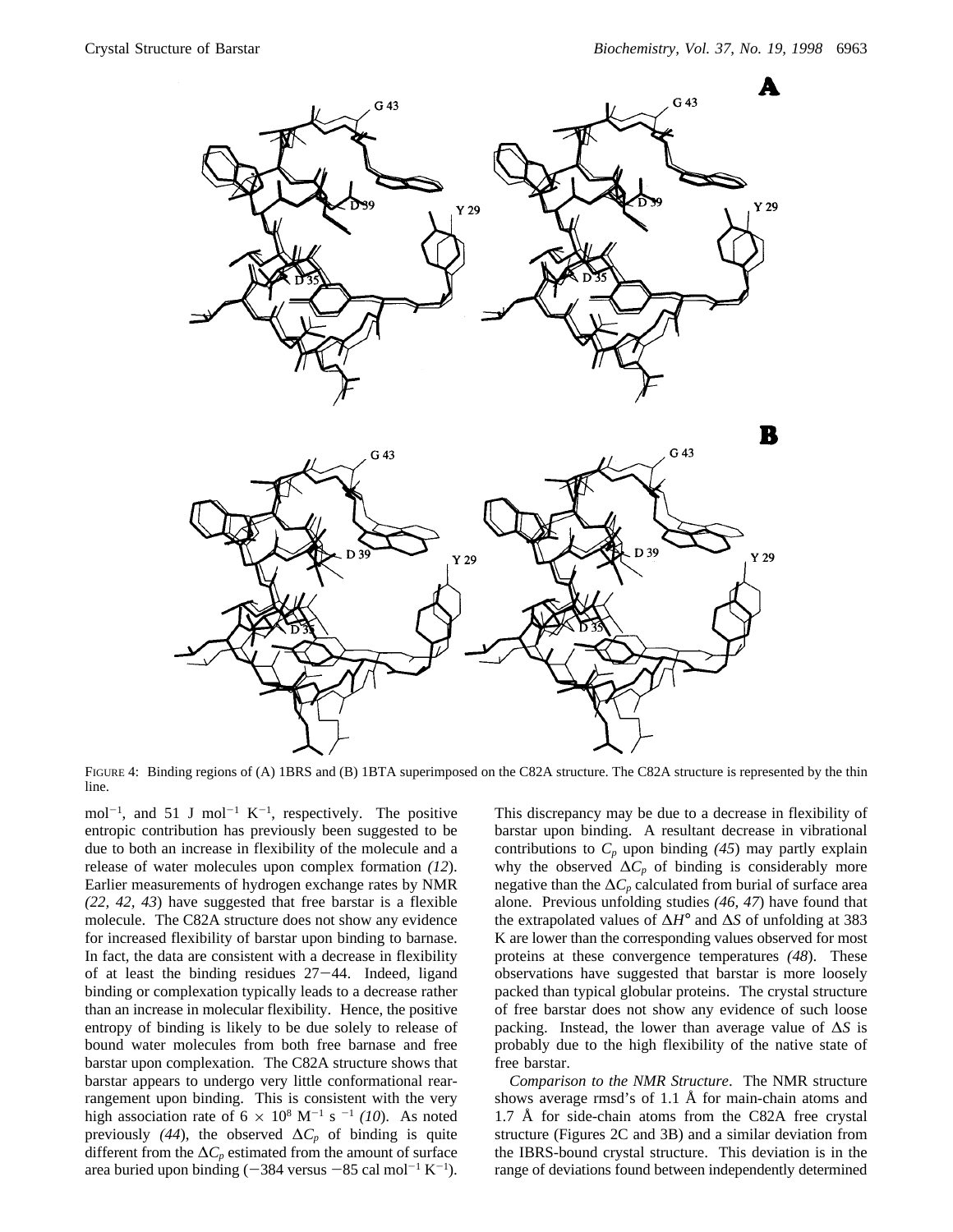FIGURE 4: Binding regions of (A) 1BRS and (B) 1BTA superimposed on the C82A structure. The C82A structure is represented by the thin line.

mol$^{-1}$, and 51 J mol$^{-1}$ K$^{-1}$, respectively. The positive entropic contribution has previously been suggested to be due to both an increase in flexibility of the molecule and a release of water molecules upon complex formation *(12)*. Earlier measurements of hydrogen exchange rates by NMR *(22, 42, 43)* have suggested that free barstar is a flexible molecule. The C82A structure does not show any evidence for increased flexibility of barstar upon binding to barnase. In fact, the data are consistent with a decrease in flexibility of at least the binding residues 27−44. Indeed, ligand binding or complexation typically leads to a decrease rather than an increase in molecular flexibility. Hence, the positive entropy of binding is likely to be due solely to release of bound water molecules from both free barnase and free barstar upon complexation. The C82A structure shows that barstar appears to undergo very little conformational rearrangement upon binding. This is consistent with the very high association rate of $6 \times 10^8$ M$^{-1}$ s$^{-1}$ *(10)*. As noted previously *(44)*, the observed $\Delta C_p$ of binding is quite different from the $\Delta C_p$ estimated from the amount of surface area buried upon binding (−384 versus −85 cal mol$^{-1}$ K$^{-1}$). This discrepancy may be due to a decrease in flexibility of barstar upon binding. A resultant decrease in vibrational contributions to $C_p$ upon binding *(45)* may partly explain why the observed $\Delta C_p$ of binding is considerably more negative than the $\Delta C_p$ calculated from burial of surface area alone. Previous unfolding studies *(46, 47)* have found that the extrapolated values of $\Delta H°$ and $\Delta S$ of unfolding at 383 K are lower than the corresponding values observed for most proteins at these convergence temperatures *(48)*. These observations have suggested that barstar is more loosely packed than typical globular proteins. The crystal structure of free barstar does not show any evidence of such loose packing. Instead, the lower than average value of $\Delta S$ is probably due to the high flexibility of the native state of free barstar.

*Comparison to the NMR Structure*. The NMR structure shows average rmsd's of 1.1 Å for main-chain atoms and 1.7 Å for side-chain atoms from the C82A free crystal structure (Figures 2C and 3B) and a similar deviation from the IBRS-bound crystal structure. This deviation is in the range of deviations found between independently determined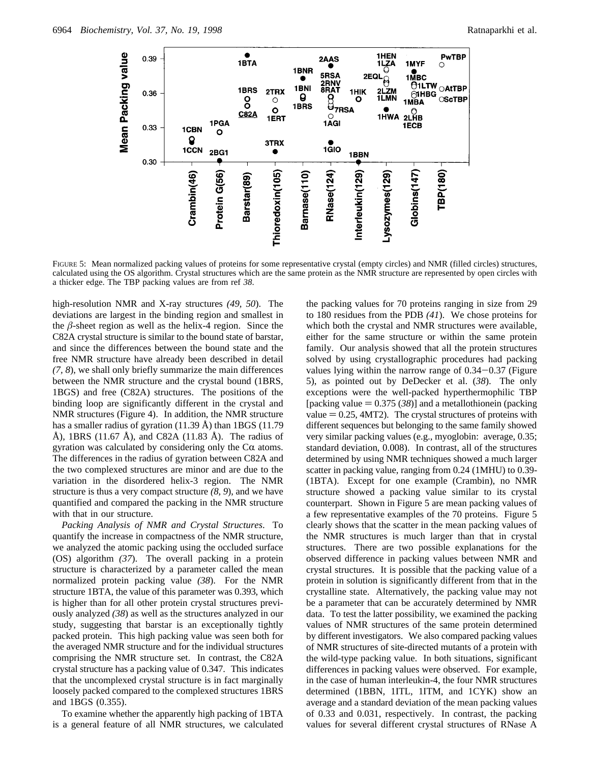FIGURE 5: Mean normalized packing values of proteins for some representative crystal (empty circles) and NMR (filled circles) structures, calculated using the OS algorithm. Crystal structures which are the same protein as the NMR structure are represented by open circles with a thicker edge. The TBP packing values are from ref *38*.

high-resolution NMR and X-ray structures *(49, 50)*. The deviations are largest in the binding region and smallest in the $\beta$-sheet region as well as the helix-4 region. Since the C82A crystal structure is similar to the bound state of barstar, and since the differences between the bound state and the free NMR structure have already been described in detail *(7, 8)*, we shall only briefly summarize the main differences between the NMR structure and the crystal bound (1BRS, 1BGS) and free (C82A) structures. The positions of the binding loop are significantly different in the crystal and NMR structures (Figure 4). In addition, the NMR structure has a smaller radius of gyration (11.39 Å) than 1BGS (11.79 Å), 1BRS (11.67 Å), and C82A (11.83 Å). The radius of gyration was calculated by considering only the C$\alpha$ atoms. The differences in the radius of gyration between C82A and the two complexed structures are minor and are due to the variation in the disordered helix-3 region. The NMR structure is thus a very compact structure *(8, 9)*, and we have quantified and compared the packing in the NMR structure with that in our structure.

*Packing Analysis of NMR and Crystal Structures*. To quantify the increase in compactness of the NMR structure, we analyzed the atomic packing using the occluded surface (OS) algorithm *(37)*. The overall packing in a protein structure is characterized by a parameter called the mean normalized protein packing value *(38)*. For the NMR structure 1BTA, the value of this parameter was 0.393, which is higher than for all other protein crystal structures previously analyzed *(38)* as well as the structures analyzed in our study, suggesting that barstar is an exceptionally tightly packed protein. This high packing value was seen both for the averaged NMR structure and for the individual structures comprising the NMR structure set. In contrast, the C82A crystal structure has a packing value of 0.347. This indicates that the uncomplexed crystal structure is in fact marginally loosely packed compared to the complexed structures 1BRS and 1BGS (0.355).

To examine whether the apparently high packing of 1BTA is a general feature of all NMR structures, we calculated the packing values for 70 proteins ranging in size from 29 to 180 residues from the PDB *(41)*. We chose proteins for which both the crystal and NMR structures were available, either for the same structure or within the same protein family. Our analysis showed that all the protein structures solved by using crystallographic procedures had packing values lying within the narrow range of 0.34−0.37 (Figure 5), as pointed out by DeDecker et al. (*38*). The only exceptions were the well-packed hyperthermophilic TBP [packing value = 0.375 (*38*)] and a metallothionein (packing value = 0.25, 4MT2). The crystal structures of proteins with different sequences but belonging to the same family showed very similar packing values (e.g., myoglobin: average, 0.35; standard deviation, 0.008). In contrast, all of the structures determined by using NMR techniques showed a much larger scatter in packing value, ranging from 0.24 (1MHU) to 0.39-(1BTA). Except for one example (Crambin), no NMR structure showed a packing value similar to its crystal counterpart. Shown in Figure 5 are mean packing values of a few representative examples of the 70 proteins. Figure 5 clearly shows that the scatter in the mean packing values of the NMR structures is much larger than that in crystal structures. There are two possible explanations for the observed difference in packing values between NMR and crystal structures. It is possible that the packing value of a protein in solution is significantly different from that in the crystalline state. Alternatively, the packing value may not be a parameter that can be accurately determined by NMR data. To test the latter possibility, we examined the packing values of NMR structures of the same protein determined by different investigators. We also compared packing values of NMR structures of site-directed mutants of a protein with the wild-type packing value. In both situations, significant differences in packing values were observed. For example, in the case of human interleukin-4, the four NMR structures determined (1BBN, 1ITL, 1ITM, and 1CYK) show an average and a standard deviation of the mean packing values of 0.33 and 0.031, respectively. In contrast, the packing values for several different crystal structures of RNase A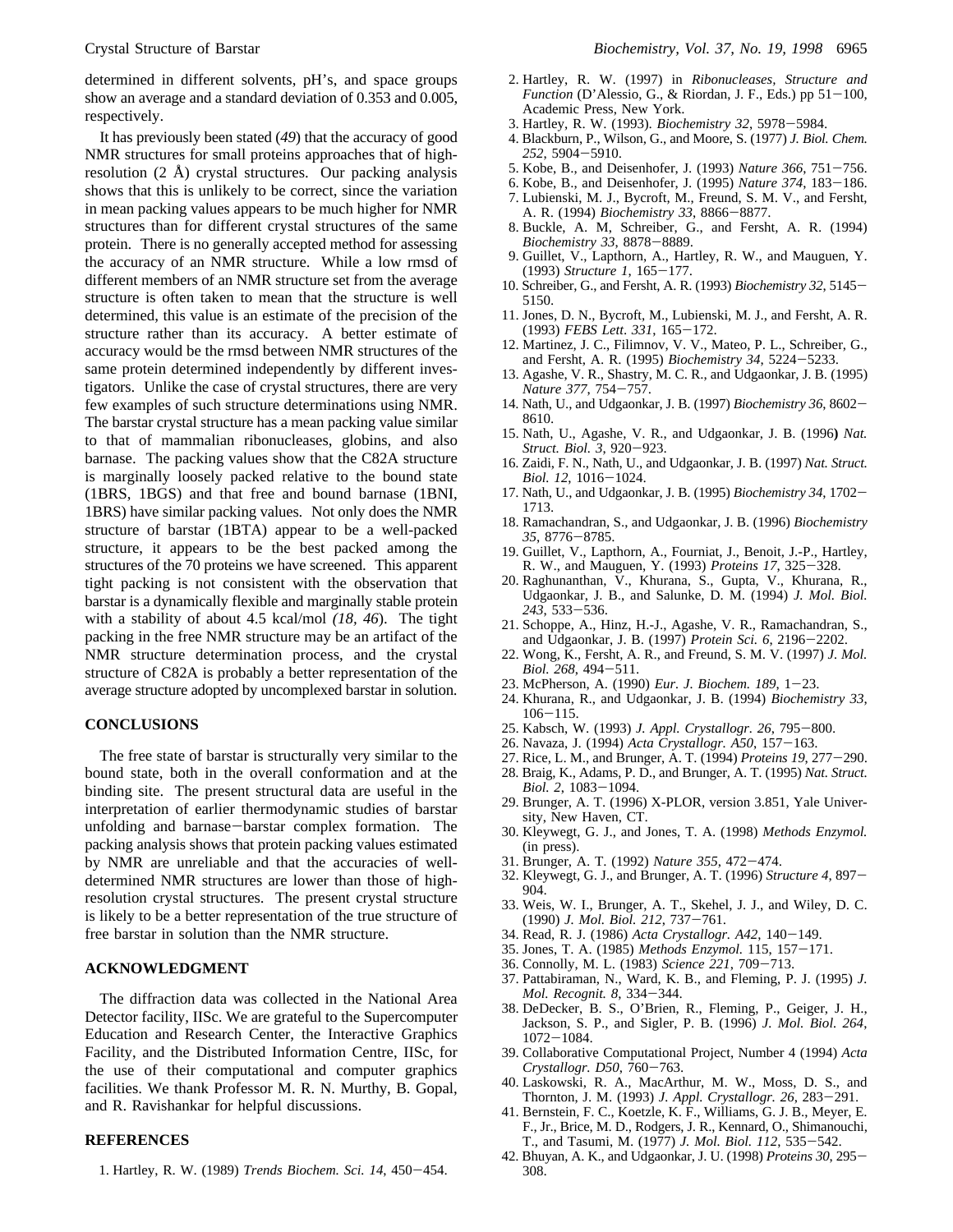determined in different solvents, pH's, and space groups show an average and a standard deviation of 0.353 and 0.005, respectively.

It has previously been stated (*49*) that the accuracy of good NMR structures for small proteins approaches that of high-resolution (2 Å) crystal structures. Our packing analysis shows that this is unlikely to be correct, since the variation in mean packing values appears to be much higher for NMR structures than for different crystal structures of the same protein. There is no generally accepted method for assessing the accuracy of an NMR structure. While a low rmsd of different members of an NMR structure set from the average structure is often taken to mean that the structure is well determined, this value is an estimate of the precision of the structure rather than its accuracy. A better estimate of accuracy would be the rmsd between NMR structures of the same protein determined independently by different investigators. Unlike the case of crystal structures, there are very few examples of such structure determinations using NMR. The barstar crystal structure has a mean packing value similar to that of mammalian ribonucleases, globins, and also barnase. The packing values show that the C82A structure is marginally loosely packed relative to the bound state (1BRS, 1BGS) and that free and bound barnase (1BNI, 1BRS) have similar packing values. Not only does the NMR structure of barstar (1BTA) appear to be a well-packed structure, it appears to be the best packed among the structures of the 70 proteins we have screened. This apparent tight packing is not consistent with the observation that barstar is a dynamically flexible and marginally stable protein with a stability of about 4.5 kcal/mol *(18, 46*). The tight packing in the free NMR structure may be an artifact of the NMR structure determination process, and the crystal structure of C82A is probably a better representation of the average structure adopted by uncomplexed barstar in solution.

## CONCLUSIONS

The free state of barstar is structurally very similar to the bound state, both in the overall conformation and at the binding site. The present structural data are useful in the interpretation of earlier thermodynamic studies of barstar unfolding and barnase−barstar complex formation. The packing analysis shows that protein packing values estimated by NMR are unreliable and that the accuracies of well-determined NMR structures are lower than those of high-resolution crystal structures. The present crystal structure is likely to be a better representation of the true structure of free barstar in solution than the NMR structure.

## ACKNOWLEDGMENT

The diffraction data was collected in the National Area Detector facility, IISc. We are grateful to the Supercomputer Education and Research Center, the Interactive Graphics Facility, and the Distributed Information Centre, IISc, for the use of their computational and computer graphics facilities. We thank Professor M. R. N. Murthy, B. Gopal, and R. Ravishankar for helpful discussions.

## REFERENCES

1. Hartley, R. W. (1989) *Trends Biochem. Sci. 14*, 450−454.
2. Hartley, R. W. (1997) in *Ribonucleases, Structure and Function* (D'Alessio, G., & Riordan, J. F., Eds.) pp 51−100, Academic Press, New York.
3. Hartley, R. W. (1993). *Biochemistry 32*, 5978−5984.
4. Blackburn, P., Wilson, G., and Moore, S. (1977) *J. Biol. Chem. 252*, 5904−5910.
5. Kobe, B., and Deisenhofer, J. (1993) *Nature 366*, 751−756.
6. Kobe, B., and Deisenhofer, J. (1995) *Nature 374*, 183−186.
7. Lubienski, M. J., Bycroft, M., Freund, S. M. V., and Fersht, A. R. (1994) *Biochemistry 33*, 8866−8877.
8. Buckle, A. M, Schreiber, G., and Fersht, A. R. (1994) *Biochemistry 33*, 8878−8889.
9. Guillet, V., Lapthorn, A., Hartley, R. W., and Mauguen, Y. (1993) *Structure 1*, 165−177.
10. Schreiber, G., and Fersht, A. R. (1993) *Biochemistry 32*, 5145−5150.
11. Jones, D. N., Bycroft, M., Lubienski, M. J., and Fersht, A. R. (1993) *FEBS Lett. 331*, 165−172.
12. Martinez, J. C., Filimnov, V. V., Mateo, P. L., Schreiber, G., and Fersht, A. R. (1995) *Biochemistry 34*, 5224−5233.
13. Agashe, V. R., Shastry, M. C. R., and Udgaonkar, J. B. (1995) *Nature 377*, 754−757.
14. Nath, U., and Udgaonkar, J. B. (1997) *Biochemistry 36*, 8602−8610.
15. Nath, U., Agashe, V. R., and Udgaonkar, J. B. (1996) *Nat. Struct. Biol. 3*, 920−923.
16. Zaidi, F. N., Nath, U., and Udgaonkar, J. B. (1997) *Nat. Struct. Biol. 12*, 1016−1024.
17. Nath, U., and Udgaonkar, J. B. (1995) *Biochemistry 34*, 1702−1713.
18. Ramachandran, S., and Udgaonkar, J. B. (1996) *Biochemistry 35*, 8776−8785.
19. Guillet, V., Lapthorn, A., Fourniat, J., Benoit, J.-P., Hartley, R. W., and Mauguen, Y. (1993) *Proteins 17*, 325−328.
20. Raghunanthan, V., Khurana, S., Gupta, V., Khurana, R., Udgaonkar, J. B., and Salunke, D. M. (1994) *J. Mol. Biol. 243*, 533−536.
21. Schoppe, A., Hinz, H.-J., Agashe, V. R., Ramachandran, S., and Udgaonkar, J. B. (1997) *Protein Sci. 6*, 2196−2202.
22. Wong, K., Fersht, A. R., and Freund, S. M. V. (1997) *J. Mol. Biol. 268*, 494−511.
23. McPherson, A. (1990) *Eur. J. Biochem. 189*, 1−23.
24. Khurana, R., and Udgaonkar, J. B. (1994) *Biochemistry 33*, 106−115.
25. Kabsch, W. (1993) *J. Appl. Crystallogr. 26*, 795−800.
26. Navaza, J. (1994) *Acta Crystallogr. A50*, 157−163.
27. Rice, L. M., and Brunger, A. T. (1994) *Proteins 19*, 277−290.
28. Braig, K., Adams, P. D., and Brunger, A. T. (1995) *Nat. Struct. Biol. 2*, 1083−1094.
29. Brunger, A. T. (1996) X-PLOR, version 3.851, Yale University, New Haven, CT.
30. Kleywegt, G. J., and Jones, T. A. (1998) *Methods Enzymol.* (in press).
31. Brunger, A. T. (1992) *Nature 355*, 472−474.
32. Kleywegt, G. J., and Brunger, A. T. (1996) *Structure 4*, 897−904.
33. Weis, W. I., Brunger, A. T., Skehel, J. J., and Wiley, D. C. (1990) *J. Mol. Biol. 212*, 737−761.
34. Read, R. J. (1986) *Acta Crystallogr. A42*, 140−149.
35. Jones, T. A. (1985) *Methods Enzymol.* 115, 157−171.
36. Connolly, M. L. (1983) *Science 221*, 709−713.
37. Pattabiraman, N., Ward, K. B., and Fleming, P. J. (1995) *J. Mol. Recognit. 8*, 334−344.
38. DeDecker, B. S., O'Brien, R., Fleming, P., Geiger, J. H., Jackson, S. P., and Sigler, P. B. (1996) *J. Mol. Biol. 264*, 1072−1084.
39. Collaborative Computational Project, Number 4 (1994) *Acta Crystallogr. D50*, 760−763.
40. Laskowski, R. A., MacArthur, M. W., Moss, D. S., and Thornton, J. M. (1993) *J. Appl. Crystallogr. 26*, 283−291.
41. Bernstein, F. C., Koetzle, K. F., Williams, G. J. B., Meyer, E. F., Jr., Brice, M. D., Rodgers, J. R., Kennard, O., Shimanouchi, T., and Tasumi, M. (1977) *J. Mol. Biol. 112*, 535−542.
42. Bhuyan, A. K., and Udgaonkar, J. U. (1998) *Proteins 30*, 295−308.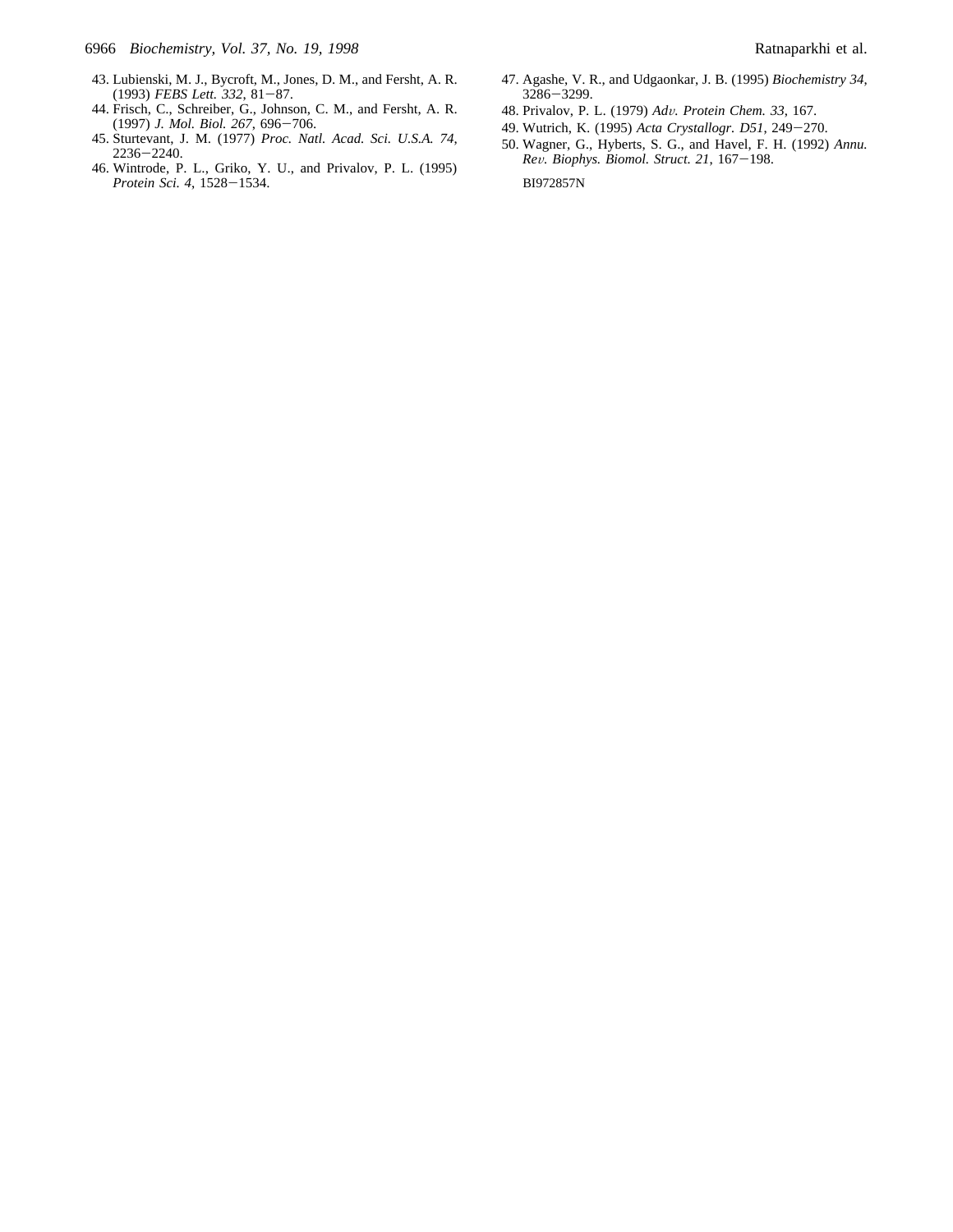43. Lubienski, M. J., Bycroft, M., Jones, D. M., and Fersht, A. R. (1993) *FEBS Lett. 332*, 81−87.
44. Frisch, C., Schreiber, G., Johnson, C. M., and Fersht, A. R. (1997) *J. Mol. Biol. 267*, 696−706.
45. Sturtevant, J. M. (1977) *Proc. Natl. Acad. Sci. U.S.A. 74*, 2236−2240.
46. Wintrode, P. L., Griko, Y. U., and Privalov, P. L. (1995) *Protein Sci. 4*, 1528−1534.
47. Agashe, V. R., and Udgaonkar, J. B. (1995) *Biochemistry 34*, 3286−3299.
48. Privalov, P. L. (1979) *Adv. Protein Chem. 33*, 167.
49. Wutrich, K. (1995) *Acta Crystallogr. D51*, 249−270.
50. Wagner, G., Hyberts, S. G., and Havel, F. H. (1992) *Annu. Rev. Biophys. Biomol. Struct. 21*, 167−198.

BI972857N